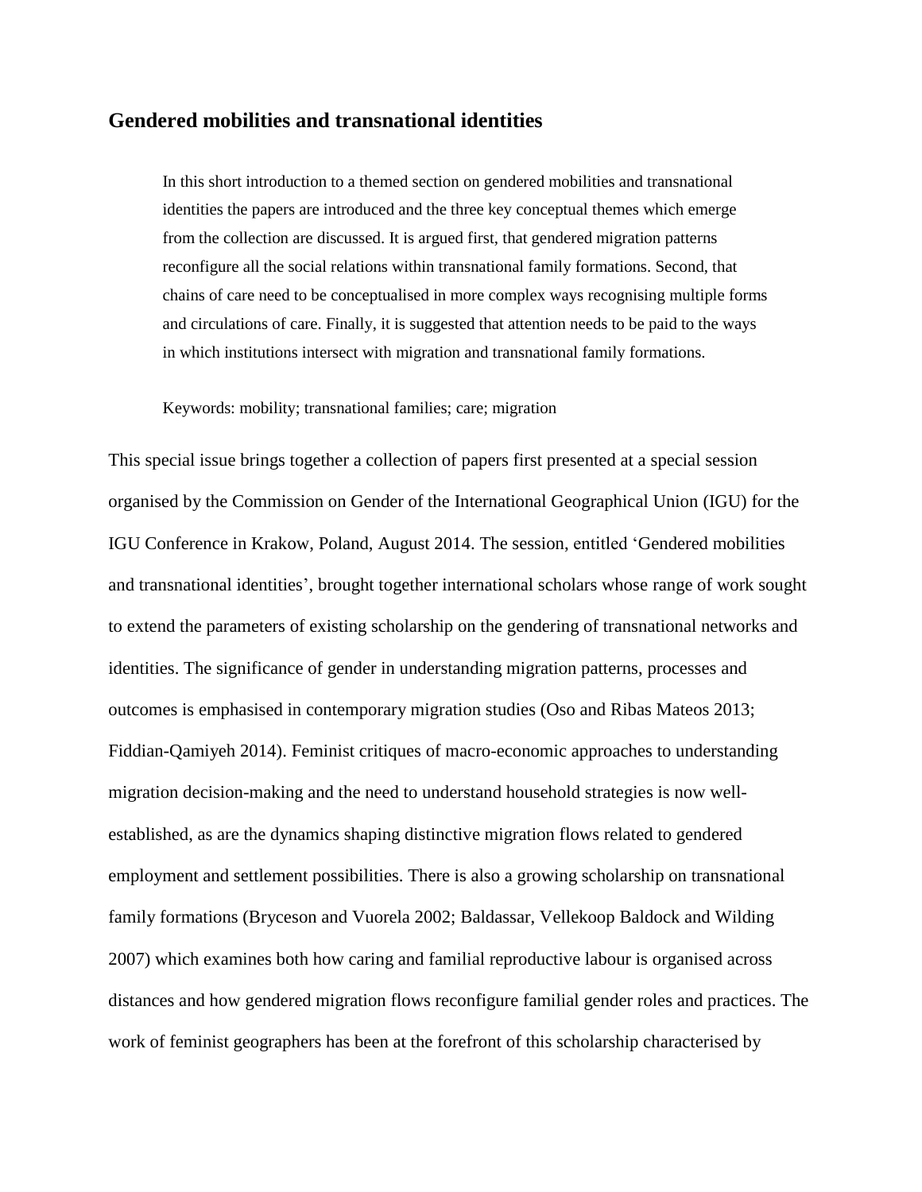## Gendered mobilities and transnational identities

> In this short introduction to a themed section on gendered mobilities and transnational identities the papers are introduced and the three key conceptual themes which emerge from the collection are discussed. It is argued first, that gendered migration patterns reconfigure all the social relations within transnational family formations. Second, that chains of care need to be conceptualised in more complex ways recognising multiple forms and circulations of care. Finally, it is suggested that attention needs to be paid to the ways in which institutions intersect with migration and transnational family formations.
>
> Keywords: mobility; transnational families; care; migration

This special issue brings together a collection of papers first presented at a special session organised by the Commission on Gender of the International Geographical Union (IGU) for the IGU Conference in Krakow, Poland, August 2014. The session, entitled 'Gendered mobilities and transnational identities', brought together international scholars whose range of work sought to extend the parameters of existing scholarship on the gendering of transnational networks and identities. The significance of gender in understanding migration patterns, processes and outcomes is emphasised in contemporary migration studies (Oso and Ribas Mateos 2013; Fiddian-Qamiyeh 2014). Feminist critiques of macro-economic approaches to understanding migration decision-making and the need to understand household strategies is now well-established, as are the dynamics shaping distinctive migration flows related to gendered employment and settlement possibilities. There is also a growing scholarship on transnational family formations (Bryceson and Vuorela 2002; Baldassar, Vellekoop Baldock and Wilding 2007) which examines both how caring and familial reproductive labour is organised across distances and how gendered migration flows reconfigure familial gender roles and practices. The work of feminist geographers has been at the forefront of this scholarship characterised by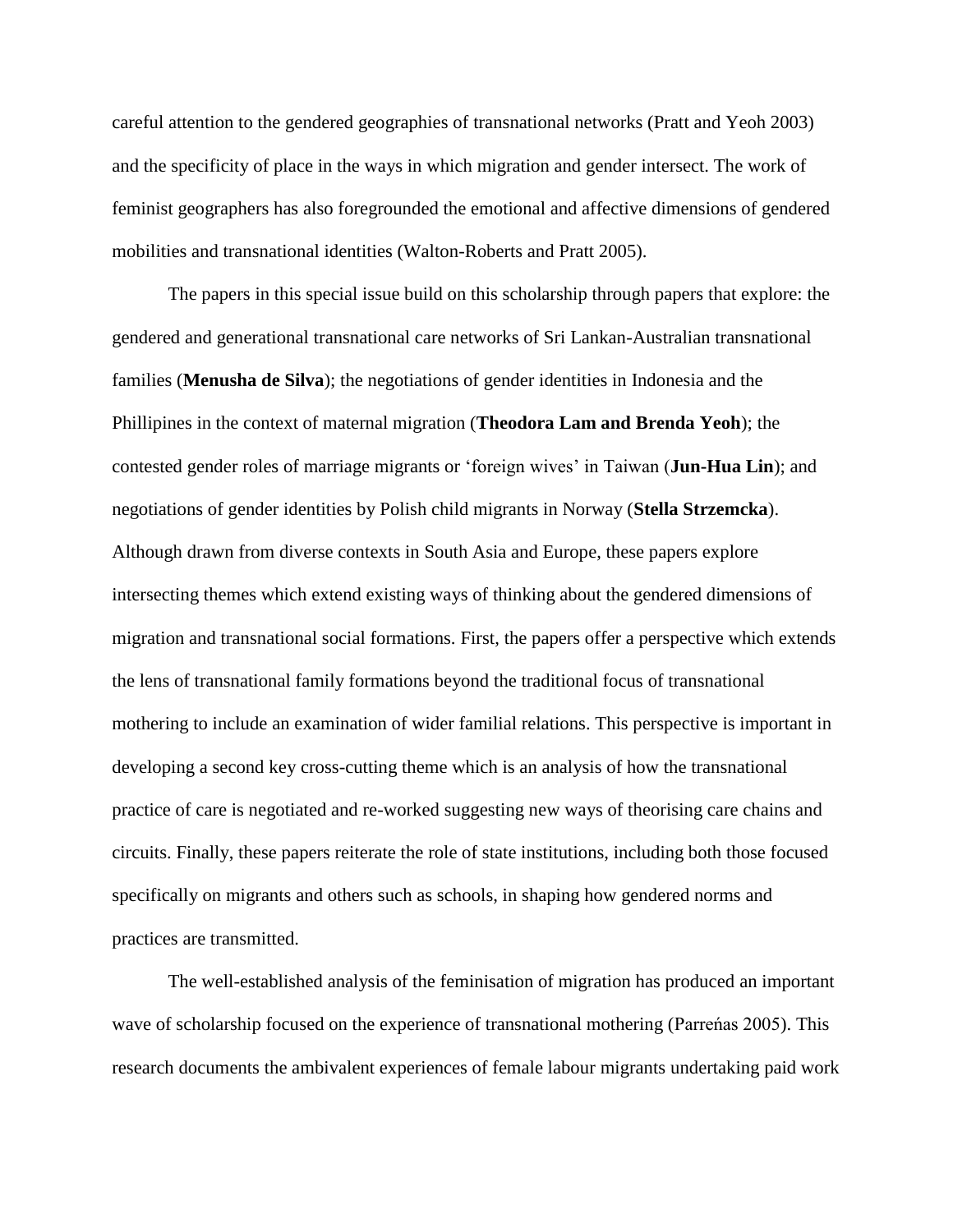careful attention to the gendered geographies of transnational networks (Pratt and Yeoh 2003) and the specificity of place in the ways in which migration and gender intersect. The work of feminist geographers has also foregrounded the emotional and affective dimensions of gendered mobilities and transnational identities (Walton-Roberts and Pratt 2005).

The papers in this special issue build on this scholarship through papers that explore: the gendered and generational transnational care networks of Sri Lankan-Australian transnational families (**Menusha de Silva**); the negotiations of gender identities in Indonesia and the Phillipines in the context of maternal migration (**Theodora Lam and Brenda Yeoh**); the contested gender roles of marriage migrants or 'foreign wives' in Taiwan (**Jun-Hua Lin**); and negotiations of gender identities by Polish child migrants in Norway (**Stella Strzemcka**). Although drawn from diverse contexts in South Asia and Europe, these papers explore intersecting themes which extend existing ways of thinking about the gendered dimensions of migration and transnational social formations. First, the papers offer a perspective which extends the lens of transnational family formations beyond the traditional focus of transnational mothering to include an examination of wider familial relations. This perspective is important in developing a second key cross-cutting theme which is an analysis of how the transnational practice of care is negotiated and re-worked suggesting new ways of theorising care chains and circuits. Finally, these papers reiterate the role of state institutions, including both those focused specifically on migrants and others such as schools, in shaping how gendered norms and practices are transmitted.

The well-established analysis of the feminisation of migration has produced an important wave of scholarship focused on the experience of transnational mothering (Parreńas 2005). This research documents the ambivalent experiences of female labour migrants undertaking paid work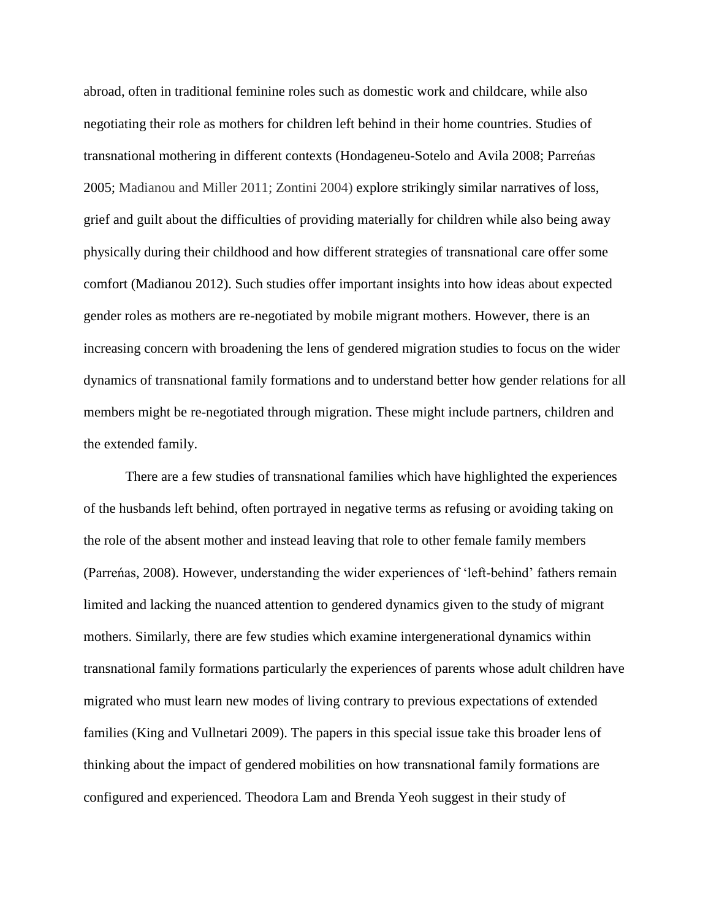abroad, often in traditional feminine roles such as domestic work and childcare, while also negotiating their role as mothers for children left behind in their home countries. Studies of transnational mothering in different contexts (Hondageneu-Sotelo and Avila 2008; Parreńas 2005; Madianou and Miller 2011; Zontini 2004) explore strikingly similar narratives of loss, grief and guilt about the difficulties of providing materially for children while also being away physically during their childhood and how different strategies of transnational care offer some comfort (Madianou 2012). Such studies offer important insights into how ideas about expected gender roles as mothers are re-negotiated by mobile migrant mothers. However, there is an increasing concern with broadening the lens of gendered migration studies to focus on the wider dynamics of transnational family formations and to understand better how gender relations for all members might be re-negotiated through migration. These might include partners, children and the extended family.

There are a few studies of transnational families which have highlighted the experiences of the husbands left behind, often portrayed in negative terms as refusing or avoiding taking on the role of the absent mother and instead leaving that role to other female family members (Parreńas, 2008). However, understanding the wider experiences of 'left-behind' fathers remain limited and lacking the nuanced attention to gendered dynamics given to the study of migrant mothers. Similarly, there are few studies which examine intergenerational dynamics within transnational family formations particularly the experiences of parents whose adult children have migrated who must learn new modes of living contrary to previous expectations of extended families (King and Vullnetari 2009). The papers in this special issue take this broader lens of thinking about the impact of gendered mobilities on how transnational family formations are configured and experienced. Theodora Lam and Brenda Yeoh suggest in their study of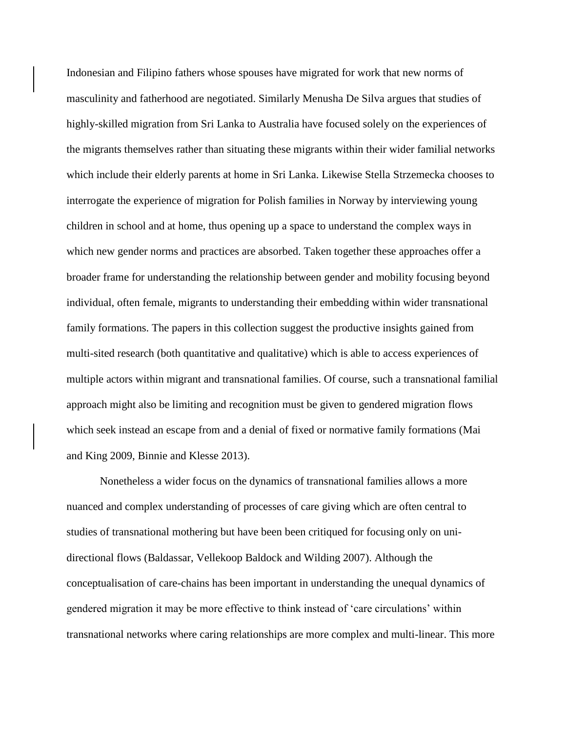Indonesian and Filipino fathers whose spouses have migrated for work that new norms of masculinity and fatherhood are negotiated. Similarly Menusha De Silva argues that studies of highly-skilled migration from Sri Lanka to Australia have focused solely on the experiences of the migrants themselves rather than situating these migrants within their wider familial networks which include their elderly parents at home in Sri Lanka. Likewise Stella Strzemecka chooses to interrogate the experience of migration for Polish families in Norway by interviewing young children in school and at home, thus opening up a space to understand the complex ways in which new gender norms and practices are absorbed. Taken together these approaches offer a broader frame for understanding the relationship between gender and mobility focusing beyond individual, often female, migrants to understanding their embedding within wider transnational family formations. The papers in this collection suggest the productive insights gained from multi-sited research (both quantitative and qualitative) which is able to access experiences of multiple actors within migrant and transnational families. Of course, such a transnational familial approach might also be limiting and recognition must be given to gendered migration flows which seek instead an escape from and a denial of fixed or normative family formations (Mai and King 2009, Binnie and Klesse 2013).

Nonetheless a wider focus on the dynamics of transnational families allows a more nuanced and complex understanding of processes of care giving which are often central to studies of transnational mothering but have been been critiqued for focusing only on uni-directional flows (Baldassar, Vellekoop Baldock and Wilding 2007). Although the conceptualisation of care-chains has been important in understanding the unequal dynamics of gendered migration it may be more effective to think instead of 'care circulations' within transnational networks where caring relationships are more complex and multi-linear. This more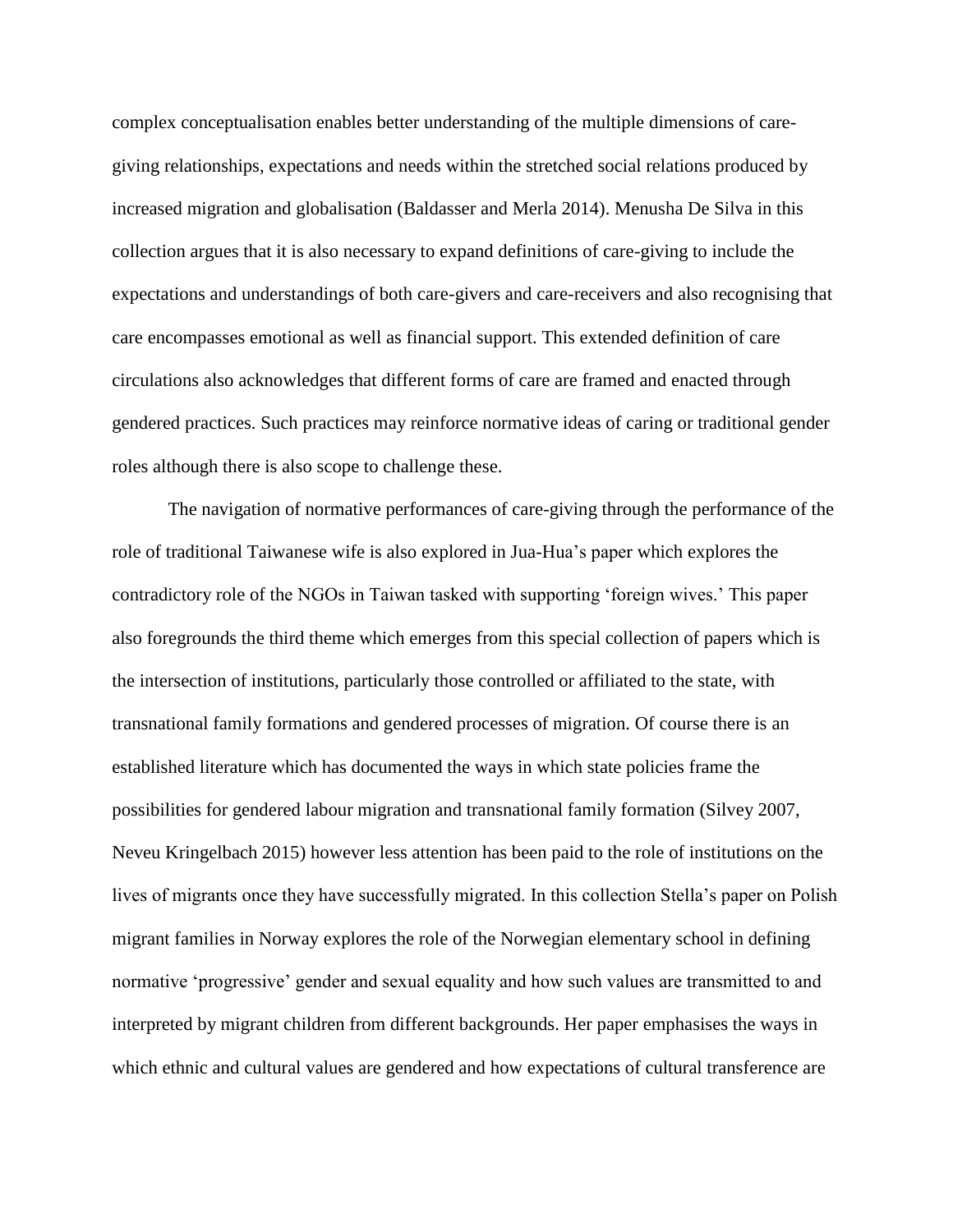complex conceptualisation enables better understanding of the multiple dimensions of care-giving relationships, expectations and needs within the stretched social relations produced by increased migration and globalisation (Baldasser and Merla 2014). Menusha De Silva in this collection argues that it is also necessary to expand definitions of care-giving to include the expectations and understandings of both care-givers and care-receivers and also recognising that care encompasses emotional as well as financial support. This extended definition of care circulations also acknowledges that different forms of care are framed and enacted through gendered practices. Such practices may reinforce normative ideas of caring or traditional gender roles although there is also scope to challenge these.

The navigation of normative performances of care-giving through the performance of the role of traditional Taiwanese wife is also explored in Jua-Hua's paper which explores the contradictory role of the NGOs in Taiwan tasked with supporting 'foreign wives.' This paper also foregrounds the third theme which emerges from this special collection of papers which is the intersection of institutions, particularly those controlled or affiliated to the state, with transnational family formations and gendered processes of migration. Of course there is an established literature which has documented the ways in which state policies frame the possibilities for gendered labour migration and transnational family formation (Silvey 2007, Neveu Kringelbach 2015) however less attention has been paid to the role of institutions on the lives of migrants once they have successfully migrated. In this collection Stella's paper on Polish migrant families in Norway explores the role of the Norwegian elementary school in defining normative 'progressive' gender and sexual equality and how such values are transmitted to and interpreted by migrant children from different backgrounds. Her paper emphasises the ways in which ethnic and cultural values are gendered and how expectations of cultural transference are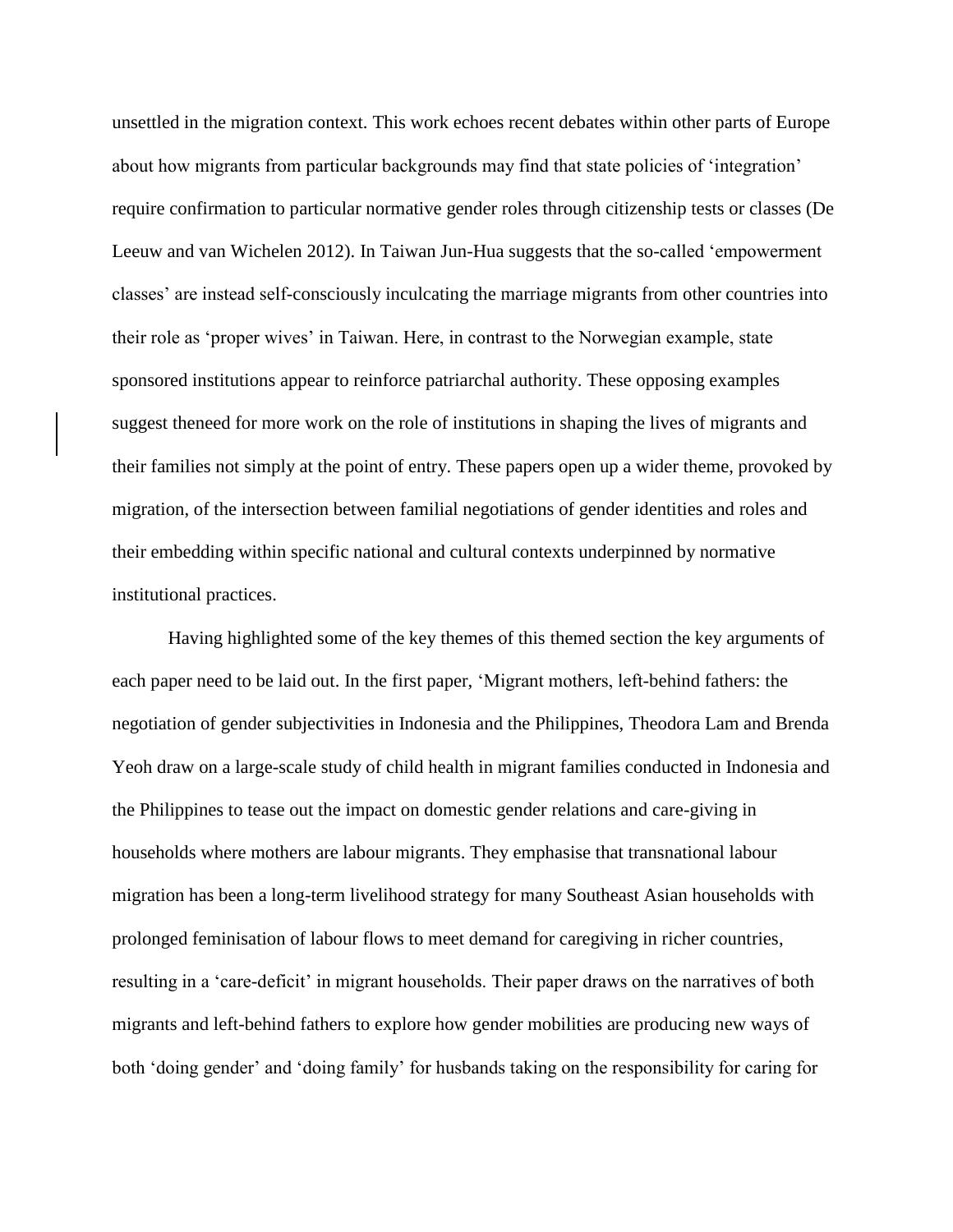unsettled in the migration context. This work echoes recent debates within other parts of Europe about how migrants from particular backgrounds may find that state policies of 'integration' require confirmation to particular normative gender roles through citizenship tests or classes (De Leeuw and van Wichelen 2012). In Taiwan Jun-Hua suggests that the so-called 'empowerment classes' are instead self-consciously inculcating the marriage migrants from other countries into their role as 'proper wives' in Taiwan. Here, in contrast to the Norwegian example, state sponsored institutions appear to reinforce patriarchal authority. These opposing examples suggest theneed for more work on the role of institutions in shaping the lives of migrants and their families not simply at the point of entry. These papers open up a wider theme, provoked by migration, of the intersection between familial negotiations of gender identities and roles and their embedding within specific national and cultural contexts underpinned by normative institutional practices.

Having highlighted some of the key themes of this themed section the key arguments of each paper need to be laid out. In the first paper, 'Migrant mothers, left-behind fathers: the negotiation of gender subjectivities in Indonesia and the Philippines, Theodora Lam and Brenda Yeoh draw on a large-scale study of child health in migrant families conducted in Indonesia and the Philippines to tease out the impact on domestic gender relations and care-giving in households where mothers are labour migrants. They emphasise that transnational labour migration has been a long-term livelihood strategy for many Southeast Asian households with prolonged feminisation of labour flows to meet demand for caregiving in richer countries, resulting in a 'care-deficit' in migrant households. Their paper draws on the narratives of both migrants and left-behind fathers to explore how gender mobilities are producing new ways of both 'doing gender' and 'doing family' for husbands taking on the responsibility for caring for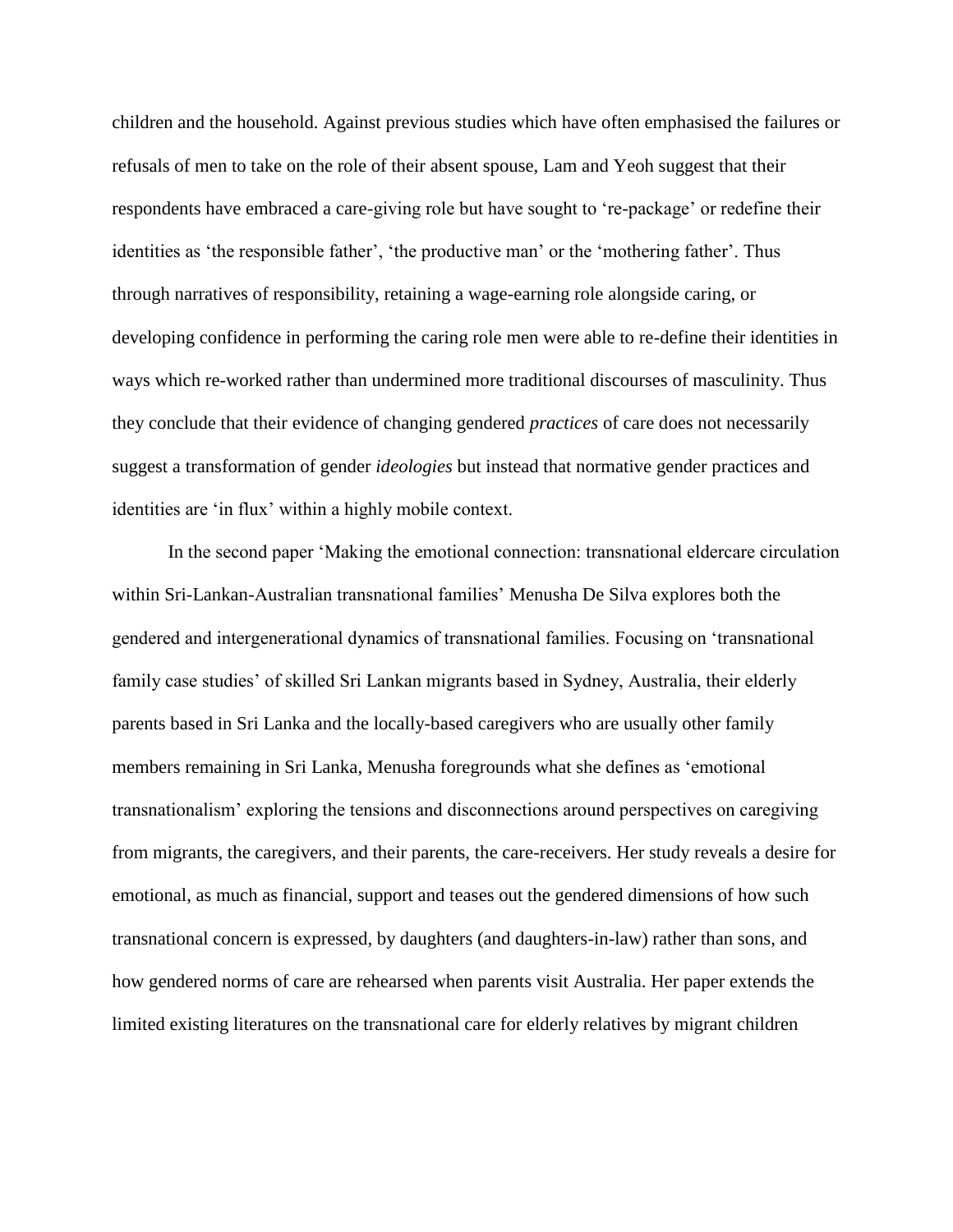children and the household. Against previous studies which have often emphasised the failures or refusals of men to take on the role of their absent spouse, Lam and Yeoh suggest that their respondents have embraced a care-giving role but have sought to 're-package' or redefine their identities as 'the responsible father', 'the productive man' or the 'mothering father'. Thus through narratives of responsibility, retaining a wage-earning role alongside caring, or developing confidence in performing the caring role men were able to re-define their identities in ways which re-worked rather than undermined more traditional discourses of masculinity. Thus they conclude that their evidence of changing gendered *practices* of care does not necessarily suggest a transformation of gender *ideologies* but instead that normative gender practices and identities are 'in flux' within a highly mobile context.

In the second paper 'Making the emotional connection: transnational eldercare circulation within Sri-Lankan-Australian transnational families' Menusha De Silva explores both the gendered and intergenerational dynamics of transnational families. Focusing on 'transnational family case studies' of skilled Sri Lankan migrants based in Sydney, Australia, their elderly parents based in Sri Lanka and the locally-based caregivers who are usually other family members remaining in Sri Lanka, Menusha foregrounds what she defines as 'emotional transnationalism' exploring the tensions and disconnections around perspectives on caregiving from migrants, the caregivers, and their parents, the care-receivers. Her study reveals a desire for emotional, as much as financial, support and teases out the gendered dimensions of how such transnational concern is expressed, by daughters (and daughters-in-law) rather than sons, and how gendered norms of care are rehearsed when parents visit Australia. Her paper extends the limited existing literatures on the transnational care for elderly relatives by migrant children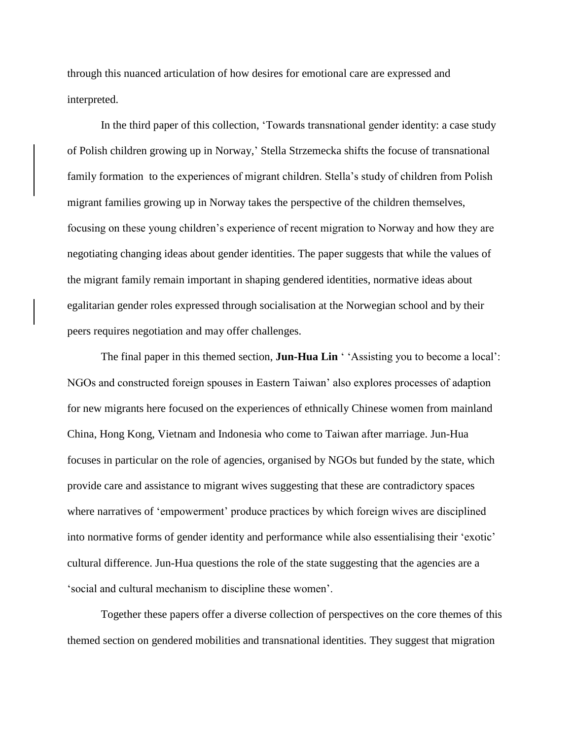through this nuanced articulation of how desires for emotional care are expressed and interpreted.

In the third paper of this collection, 'Towards transnational gender identity: a case study of Polish children growing up in Norway,' Stella Strzemecka shifts the focuse of transnational family formation  to the experiences of migrant children. Stella's study of children from Polish migrant families growing up in Norway takes the perspective of the children themselves, focusing on these young children's experience of recent migration to Norway and how they are negotiating changing ideas about gender identities. The paper suggests that while the values of the migrant family remain important in shaping gendered identities, normative ideas about egalitarian gender roles expressed through socialisation at the Norwegian school and by their peers requires negotiation and may offer challenges.

The final paper in this themed section, **Jun-Hua Lin** ' 'Assisting you to become a local': NGOs and constructed foreign spouses in Eastern Taiwan' also explores processes of adaption for new migrants here focused on the experiences of ethnically Chinese women from mainland China, Hong Kong, Vietnam and Indonesia who come to Taiwan after marriage. Jun-Hua focuses in particular on the role of agencies, organised by NGOs but funded by the state, which provide care and assistance to migrant wives suggesting that these are contradictory spaces where narratives of 'empowerment' produce practices by which foreign wives are disciplined into normative forms of gender identity and performance while also essentialising their 'exotic' cultural difference. Jun-Hua questions the role of the state suggesting that the agencies are a 'social and cultural mechanism to discipline these women'.

Together these papers offer a diverse collection of perspectives on the core themes of this themed section on gendered mobilities and transnational identities. They suggest that migration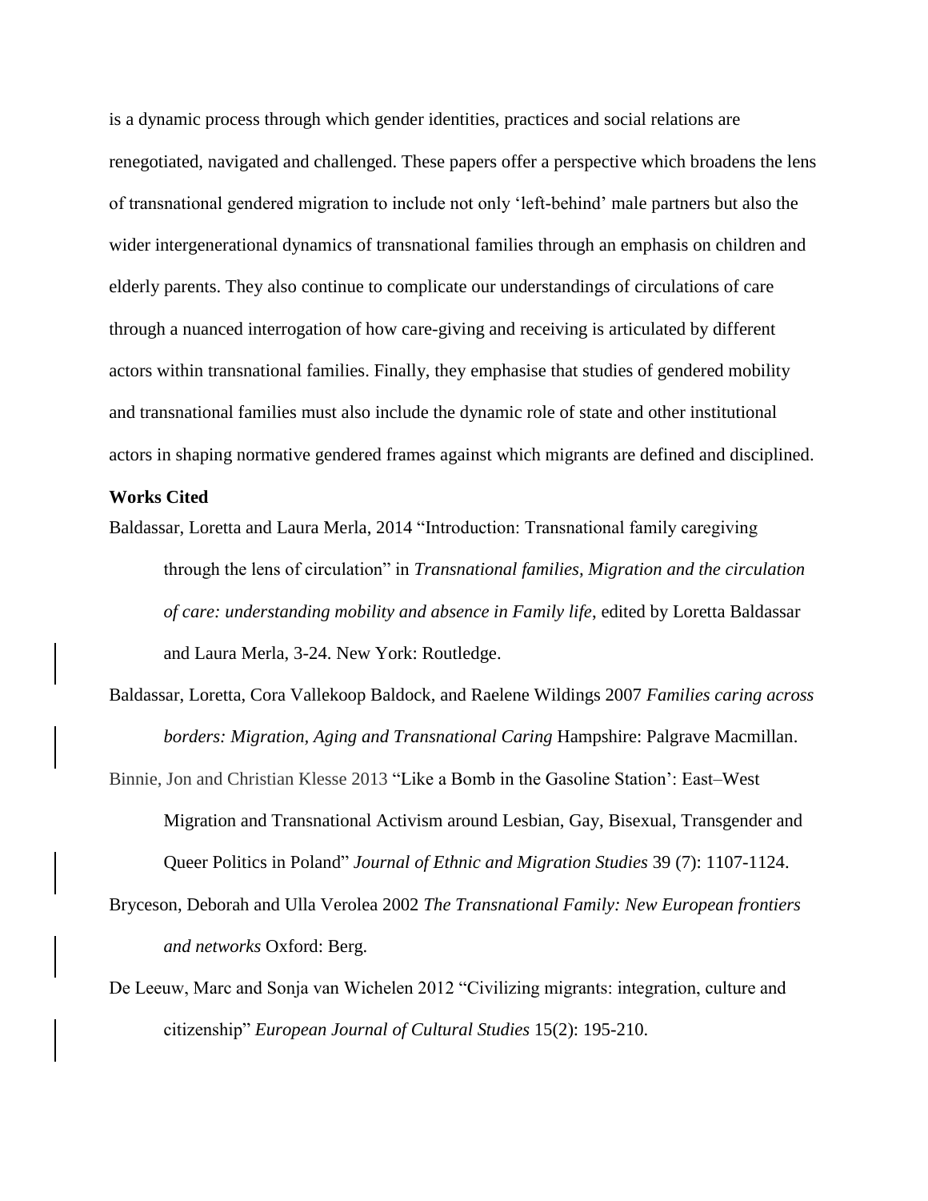is a dynamic process through which gender identities, practices and social relations are renegotiated, navigated and challenged. These papers offer a perspective which broadens the lens of transnational gendered migration to include not only 'left-behind' male partners but also the wider intergenerational dynamics of transnational families through an emphasis on children and elderly parents. They also continue to complicate our understandings of circulations of care through a nuanced interrogation of how care-giving and receiving is articulated by different actors within transnational families. Finally, they emphasise that studies of gendered mobility and transnational families must also include the dynamic role of state and other institutional actors in shaping normative gendered frames against which migrants are defined and disciplined.

**Works Cited**

Baldassar, Loretta and Laura Merla, 2014 "Introduction: Transnational family caregiving through the lens of circulation" in *Transnational families, Migration and the circulation of care: understanding mobility and absence in Family life*, edited by Loretta Baldassar and Laura Merla, 3-24. New York: Routledge.

Baldassar, Loretta, Cora Vallekoop Baldock, and Raelene Wildings 2007 *Families caring across borders: Migration, Aging and Transnational Caring* Hampshire: Palgrave Macmillan.

Binnie, Jon and Christian Klesse 2013 "Like a Bomb in the Gasoline Station': East–West Migration and Transnational Activism around Lesbian, Gay, Bisexual, Transgender and Queer Politics in Poland" *Journal of Ethnic and Migration Studies* 39 (7): 1107-1124.

Bryceson, Deborah and Ulla Verolea 2002 *The Transnational Family: New European frontiers and networks* Oxford: Berg.

De Leeuw, Marc and Sonja van Wichelen 2012 "Civilizing migrants: integration, culture and citizenship" *European Journal of Cultural Studies* 15(2): 195-210.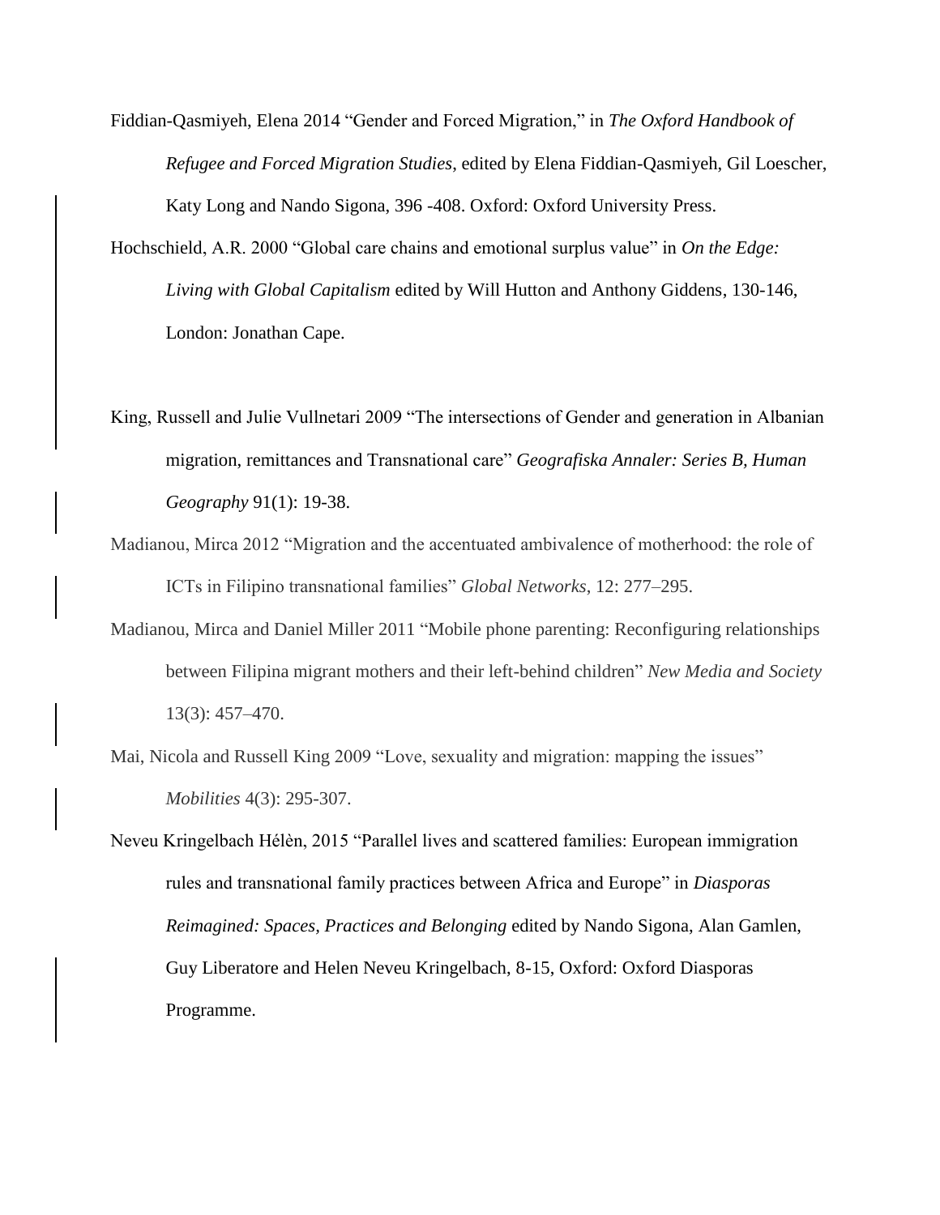Fiddian-Qasmiyeh, Elena 2014 "Gender and Forced Migration," in *The Oxford Handbook of Refugee and Forced Migration Studies*, edited by Elena Fiddian-Qasmiyeh, Gil Loescher, Katy Long and Nando Sigona, 396 -408. Oxford: Oxford University Press.

Hochschield, A.R. 2000 "Global care chains and emotional surplus value" in *On the Edge: Living with Global Capitalism* edited by Will Hutton and Anthony Giddens, 130-146, London: Jonathan Cape.

King, Russell and Julie Vullnetari 2009 "The intersections of Gender and generation in Albanian migration, remittances and Transnational care" *Geografiska Annaler: Series B, Human Geography* 91(1): 19-38.

Madianou, Mirca 2012 "Migration and the accentuated ambivalence of motherhood: the role of ICTs in Filipino transnational families" *Global Networks*, 12: 277–295.

Madianou, Mirca and Daniel Miller 2011 "Mobile phone parenting: Reconfiguring relationships between Filipina migrant mothers and their left-behind children" *New Media and Society* 13(3): 457–470.

Mai, Nicola and Russell King 2009 "Love, sexuality and migration: mapping the issues" *Mobilities* 4(3): 295-307.

Neveu Kringelbach Hélèn, 2015 "Parallel lives and scattered families: European immigration rules and transnational family practices between Africa and Europe" in *Diasporas Reimagined: Spaces, Practices and Belonging* edited by Nando Sigona, Alan Gamlen, Guy Liberatore and Helen Neveu Kringelbach, 8-15, Oxford: Oxford Diasporas Programme.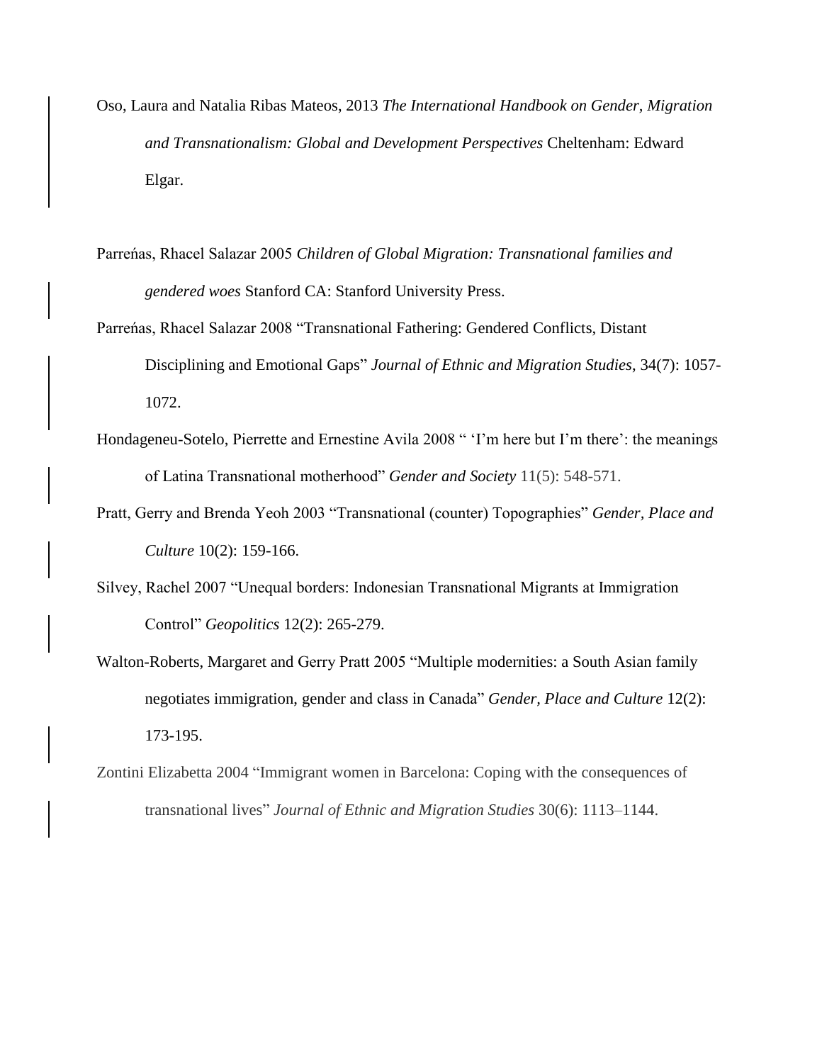Oso, Laura and Natalia Ribas Mateos, 2013 *The International Handbook on Gender, Migration and Transnationalism: Global and Development Perspectives* Cheltenham: Edward Elgar.

Parreńas, Rhacel Salazar 2005 *Children of Global Migration: Transnational families and gendered woes* Stanford CA: Stanford University Press.

Parreńas, Rhacel Salazar 2008 "Transnational Fathering: Gendered Conflicts, Distant Disciplining and Emotional Gaps" *Journal of Ethnic and Migration Studies*, 34(7): 1057-1072.

Hondageneu-Sotelo, Pierrette and Ernestine Avila 2008 " 'I'm here but I'm there': the meanings of Latina Transnational motherhood" *Gender and Society* 11(5): 548-571.

Pratt, Gerry and Brenda Yeoh 2003 "Transnational (counter) Topographies" *Gender, Place and Culture* 10(2): 159-166.

Silvey, Rachel 2007 "Unequal borders: Indonesian Transnational Migrants at Immigration Control" *Geopolitics* 12(2): 265-279.

Walton-Roberts, Margaret and Gerry Pratt 2005 "Multiple modernities: a South Asian family negotiates immigration, gender and class in Canada" *Gender, Place and Culture* 12(2): 173-195.

Zontini Elizabetta 2004 "Immigrant women in Barcelona: Coping with the consequences of transnational lives" *Journal of Ethnic and Migration Studies* 30(6): 1113–1144.